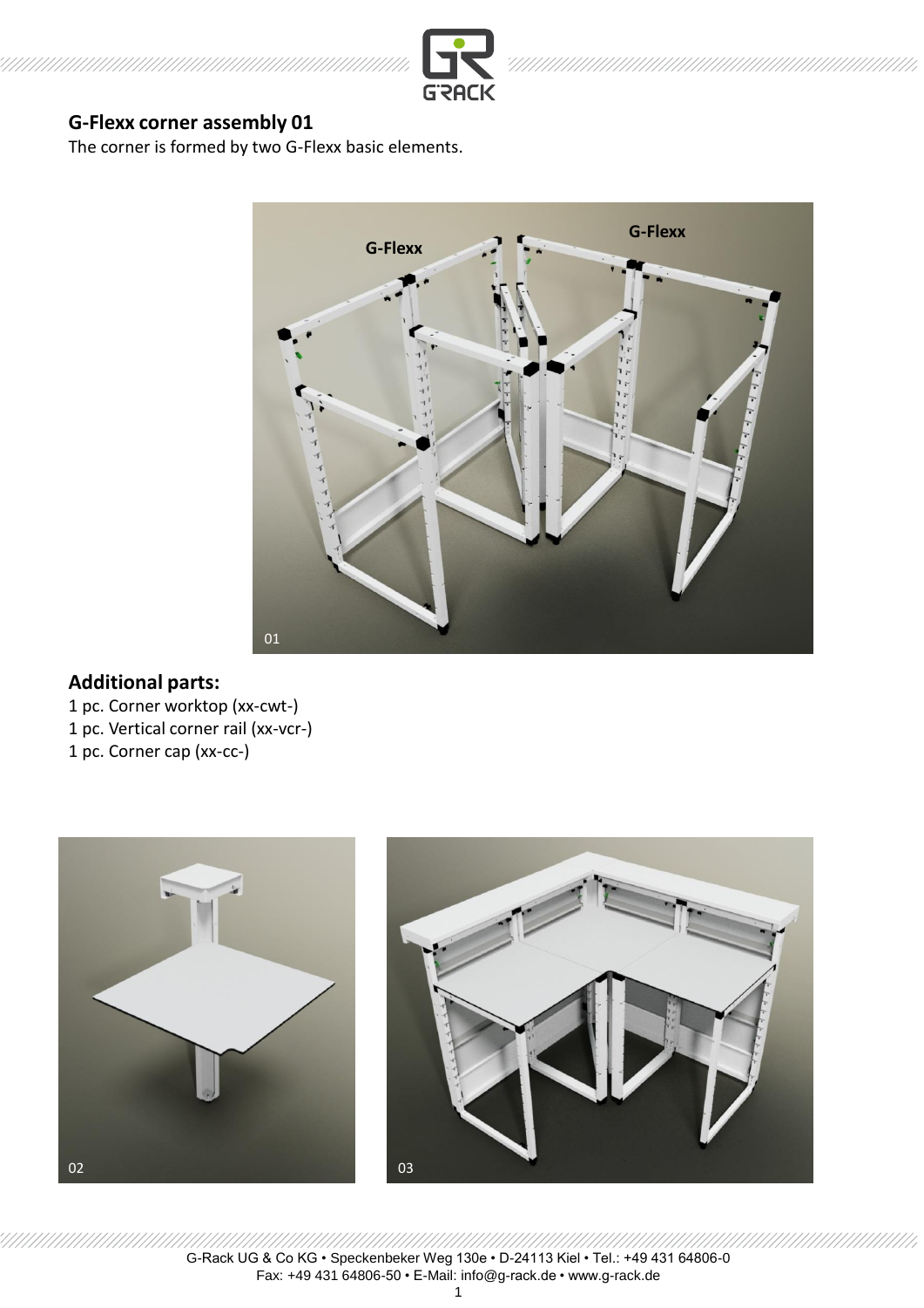## G-Flexx corner assembly 01

The corner is formed by two G-Flexx basic elements.

G-Flexx

G-Flexx

01

## Additional parts:

1 pc. Corner worktop (xx-cwt-)
1 pc. Vertical corner rail (xx-vcr-)
1 pc. Corner cap (xx-cc-)

02

03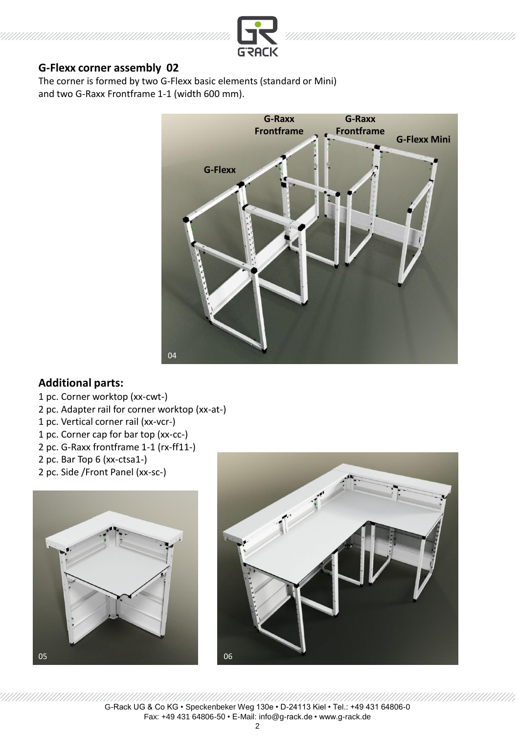## G-Flexx corner assembly 02

The corner is formed by two G-Flexx basic elements (standard or Mini) and two G-Raxx Frontframe 1-1 (width 600 mm).

## Additional parts:

1 pc. Corner worktop (xx-cwt-)
2 pc. Adapter rail for corner worktop (xx-at-)
1 pc. Vertical corner rail (xx-vcr-)
1 pc. Corner cap for bar top (xx-cc-)
2 pc. G-Raxx frontframe 1-1 (rx-ff11-)
2 pc. Bar Top 6 (xx-ctsa1-)
2 pc. Side /Front Panel (xx-sc-)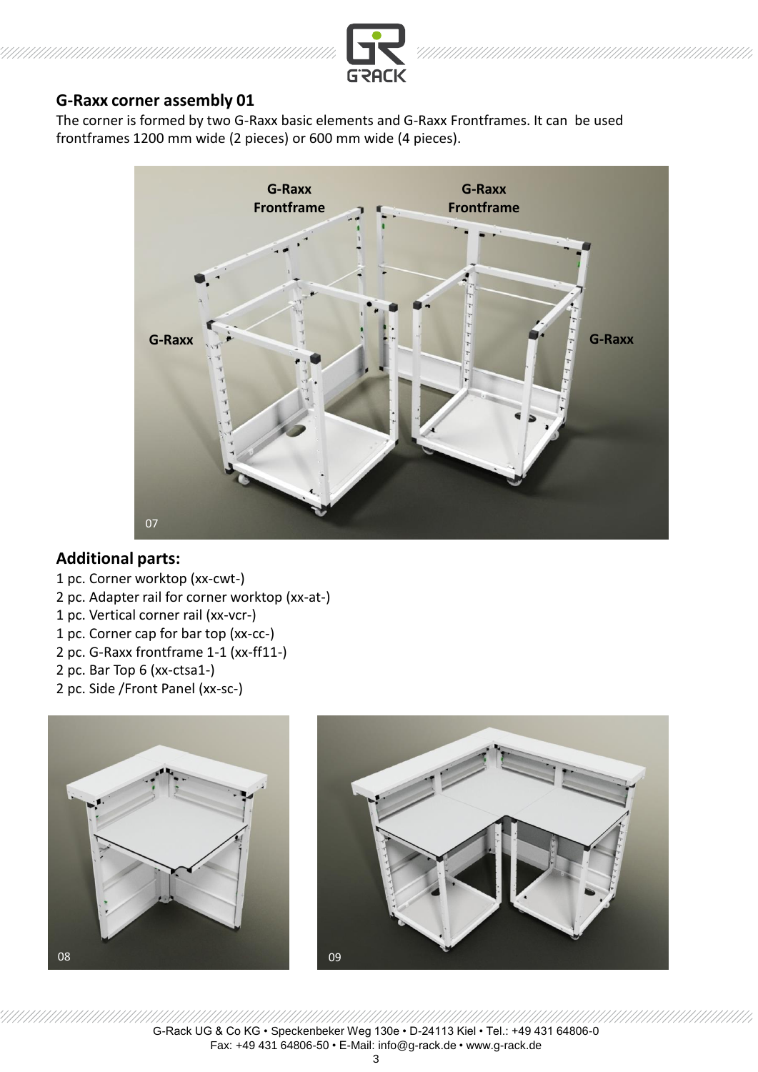## G-Raxx corner assembly 01

The corner is formed by two G-Raxx basic elements and G-Raxx Frontframes. It can be used frontframes 1200 mm wide (2 pieces) or 600 mm wide (4 pieces).

## Additional parts:

1 pc. Corner worktop (xx-cwt-)
2 pc. Adapter rail for corner worktop (xx-at-)
1 pc. Vertical corner rail (xx-vcr-)
1 pc. Corner cap for bar top (xx-cc-)
2 pc. G-Raxx frontframe 1-1 (xx-ff11-)
2 pc. Bar Top 6 (xx-ctsa1-)
2 pc. Side /Front Panel (xx-sc-)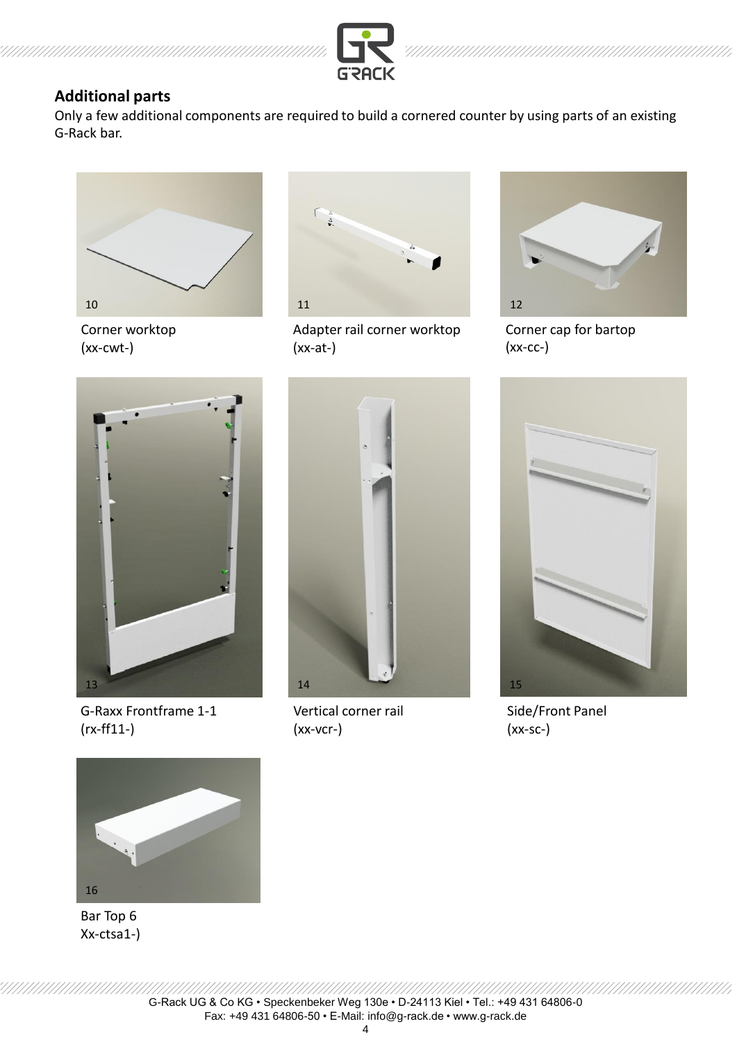## Additional parts

Only a few additional components are required to build a cornered counter by using parts of an existing G-Rack bar.

10

Corner worktop
(xx-cwt-)

11

Adapter rail corner worktop
(xx-at-)

12

Corner cap for bartop
(xx-cc-)

13

G-Raxx Frontframe 1-1
(rx-ff11-)

14

Vertical corner rail
(xx-vcr-)

15

Side/Front Panel
(xx-sc-)

16

Bar Top 6
Xx-ctsa1-)

G-Rack UG & Co KG • Speckenbeker Weg 130e • D-24113 Kiel • Tel.: +49 431 64806-0
Fax: +49 431 64806-50 • E-Mail: info@g-rack.de • www.g-rack.de